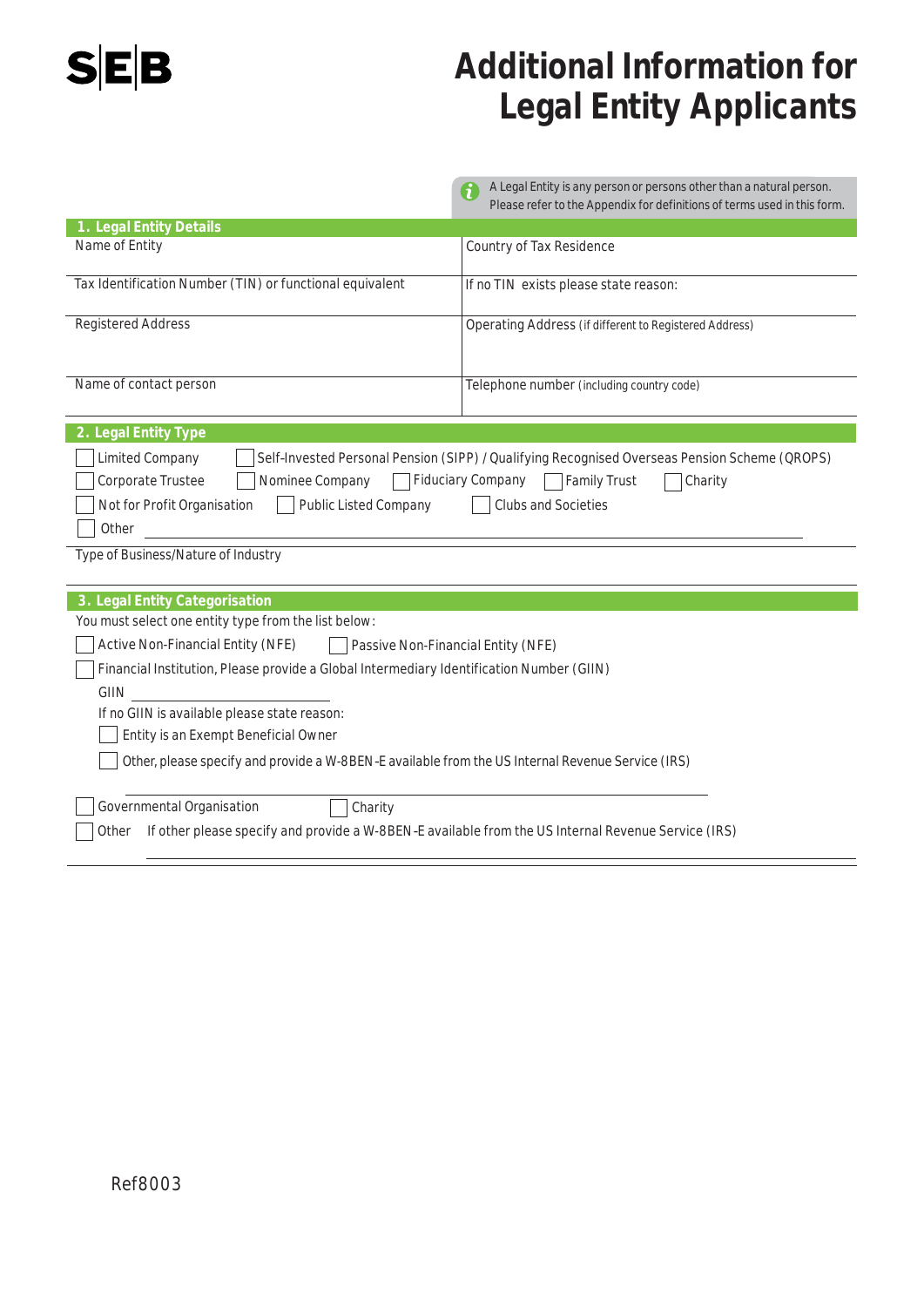SEB

# Additional Information for Legal Entity Applicants

A Legal Entity is any person or persons other than a natural person. Please refer to the Appendix for definitions of terms used in this form.

## 1. Legal Entity Details

| Name of Entity | Country of Tax Residence |
|---|---|
| Tax Identification Number (TIN) or functional equivalent | If no TIN exists please state reason: |
| Registered Address | Operating Address (if different to Registered Address) |
| Name of contact person | Telephone number (including country code) |

## 2. Legal Entity Type

☐ Limited Company ☐ Self-Invested Personal Pension (SIPP) / Qualifying Recognised Overseas Pension Scheme (QROPS)

☐ Corporate Trustee ☐ Nominee Company ☐ Fiduciary Company ☐ Family Trust ☐ Charity

☐ Not for Profit Organisation ☐ Public Listed Company ☐ Clubs and Societies

☐ Other \_\_\_\_\_\_\_\_\_\_\_\_\_\_\_\_\_\_\_\_\_\_\_\_\_\_\_\_\_\_

Type of Business/Nature of Industry

## 3. Legal Entity Categorisation

You must select one entity type from the list below:

☐ Active Non-Financial Entity (NFE) ☐ Passive Non-Financial Entity (NFE)

☐ Financial Institution, Please provide a Global Intermediary Identification Number (GIIN)

GIIN \_\_\_\_\_\_\_\_\_\_\_\_\_\_\_\_\_\_\_\_

If no GIIN is available please state reason:

☐ Entity is an Exempt Beneficial Owner

☐ Other, please specify and provide a W-8BEN-E available from the US Internal Revenue Service (IRS)

\_\_\_\_\_\_\_\_\_\_\_\_\_\_\_\_\_\_\_\_\_\_\_\_\_\_\_\_\_\_

☐ Governmental Organisation ☐ Charity

☐ Other If other please specify and provide a W-8BEN-E available from the US Internal Revenue Service (IRS)

\_\_\_\_\_\_\_\_\_\_\_\_\_\_\_\_\_\_\_\_\_\_\_\_\_\_\_\_\_\_

Ref8003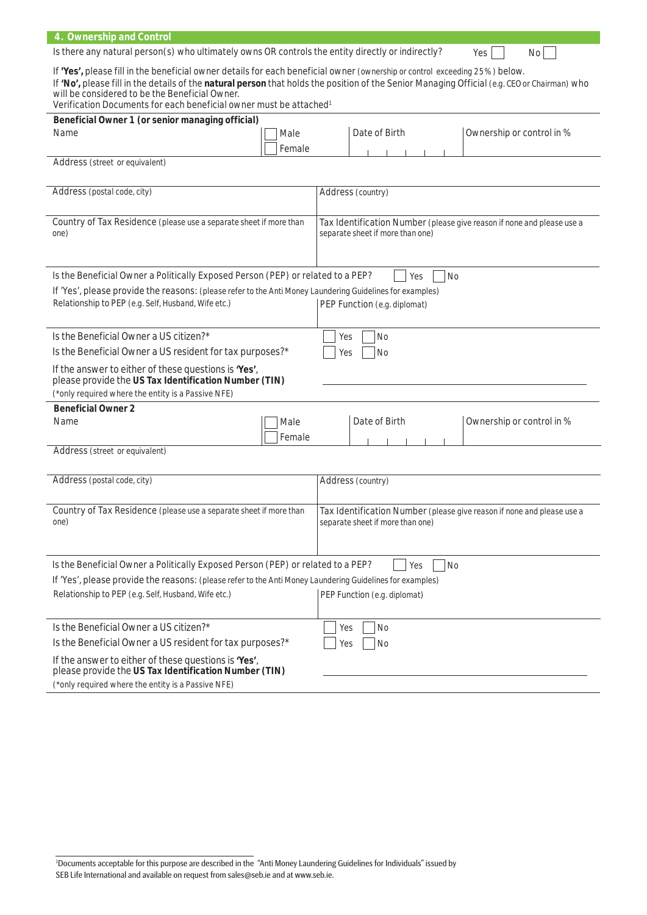## 4. Ownership and Control

Is there any natural person(s) who ultimately owns OR controls the entity directly or indirectly? ☐ Yes ☐ No

If **'Yes',** please fill in the beneficial owner details for each beneficial owner (ownership or control exceeding 25%) below.
If **'No',** please fill in the details of the **natural person** that holds the position of the Senior Managing Official (e.g. CEO or Chairman) who will be considered to be the Beneficial Owner.
Verification Documents for each beneficial owner must be attached[1]

### Beneficial Owner 1 (or senior managing official)

| Name | ☐ Male ☐ Female | Date of Birth | Ownership or control in % |
|---|---|---|---|
| | | | |

| Address (street or equivalent) | |
|---|---|
| Address (postal code, city) | Address (country) |
| Country of Tax Residence (please use a separate sheet if more than one) | Tax Identification Number (please give reason if none and please use a separate sheet if more than one) |

Is the Beneficial Owner a Politically Exposed Person (PEP) or related to a PEP? ☐ Yes ☐ No

If 'Yes', please provide the reasons: (please refer to the Anti Money Laundering Guidelines for examples)

| Relationship to PEP (e.g. Self, Husband, Wife etc.) | PEP Function (e.g. diplomat) |
|---|---|
| | |

Is the Beneficial Owner a US citizen?* ☐ Yes ☐ No

Is the Beneficial Owner a US resident for tax purposes?* ☐ Yes ☐ No

If the answer to either of these questions is **'Yes'**, please provide the **US Tax Identification Number (TIN)** ______________________

(*only required where the entity is a Passive NFE)

### Beneficial Owner 2

| Name | ☐ Male ☐ Female | Date of Birth | Ownership or control in % |
|---|---|---|---|
| | | | |

| Address (street or equivalent) | |
|---|---|
| Address (postal code, city) | Address (country) |
| Country of Tax Residence (please use a separate sheet if more than one) | Tax Identification Number (please give reason if none and please use a separate sheet if more than one) |

Is the Beneficial Owner a Politically Exposed Person (PEP) or related to a PEP? ☐ Yes ☐ No

If 'Yes', please provide the reasons: (please refer to the Anti Money Laundering Guidelines for examples)

| Relationship to PEP (e.g. Self, Husband, Wife etc.) | PEP Function (e.g. diplomat) |
|---|---|
| | |

Is the Beneficial Owner a US citizen?* ☐ Yes ☐ No

Is the Beneficial Owner a US resident for tax purposes?* ☐ Yes ☐ No

If the answer to either of these questions is **'Yes'**, please provide the **US Tax Identification Number (TIN)** ______________________

(*only required where the entity is a Passive NFE)

---

[1] Documents acceptable for this purpose are described in the "Anti Money Laundering Guidelines for Individuals" issued by SEB Life International and available on request from sales@seb.ie and at www.seb.ie.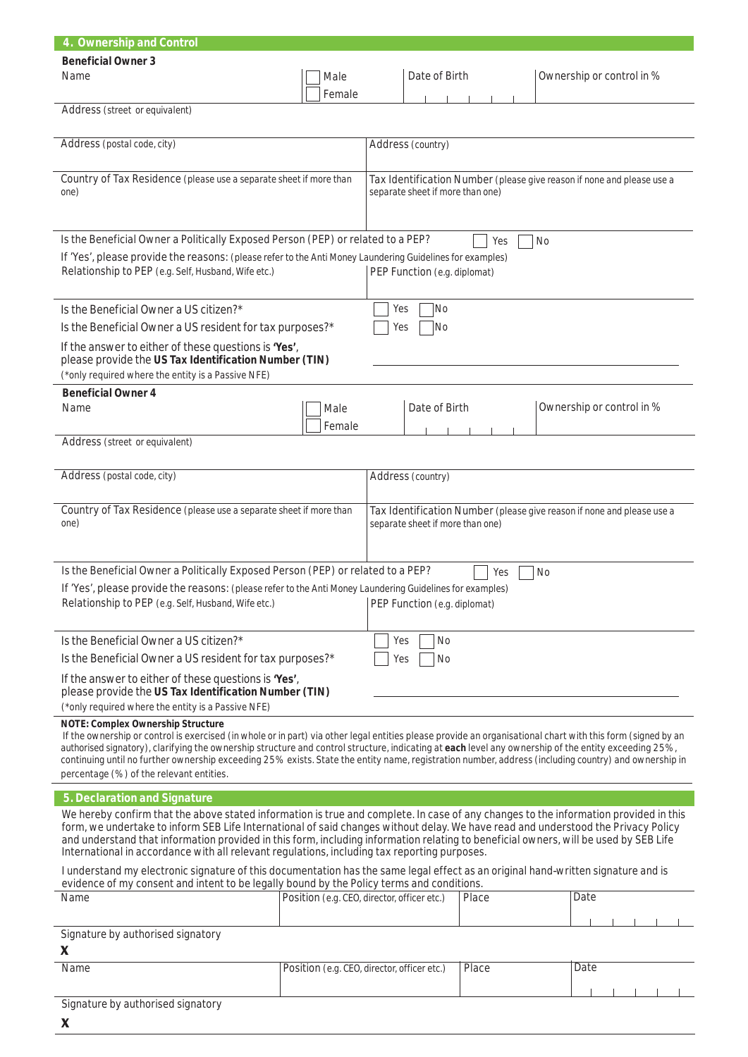## 4. Ownership and Control

**Beneficial Owner 3**

| Name | ☐ Male ☐ Female | Date of Birth | Ownership or control in % |
|---|---|---|---|
| | | | |

Address (street or equivalent)

| Address (postal code, city) | Address (country) |
|---|---|
| | |

| Country of Tax Residence (please use a separate sheet if more than one) | Tax Identification Number (please give reason if none and please use a separate sheet if more than one) |
|---|---|
| | |

Is the Beneficial Owner a Politically Exposed Person (PEP) or related to a PEP? ☐ Yes ☐ No

If 'Yes', please provide the reasons: (please refer to the Anti Money Laundering Guidelines for examples)

| Relationship to PEP (e.g. Self, Husband, Wife etc.) | PEP Function (e.g. diplomat) |
|---|---|
| | |

Is the Beneficial Owner a US citizen?* ☐ Yes ☐ No

Is the Beneficial Owner a US resident for tax purposes?* ☐ Yes ☐ No

If the answer to either of these questions is **'Yes'**, please provide the **US Tax Identification Number (TIN)** \_\_\_\_\_\_\_\_\_\_\_\_\_\_\_\_\_\_\_\_

(*only required where the entity is a Passive NFE)

**Beneficial Owner 4**

| Name | ☐ Male ☐ Female | Date of Birth | Ownership or control in % |
|---|---|---|---|
| | | | |

Address (street or equivalent)

| Address (postal code, city) | Address (country) |
|---|---|
| | |

| Country of Tax Residence (please use a separate sheet if more than one) | Tax Identification Number (please give reason if none and please use a separate sheet if more than one) |
|---|---|
| | |

Is the Beneficial Owner a Politically Exposed Person (PEP) or related to a PEP? ☐ Yes ☐ No

If 'Yes', please provide the reasons: (please refer to the Anti Money Laundering Guidelines for examples)

| Relationship to PEP (e.g. Self, Husband, Wife etc.) | PEP Function (e.g. diplomat) |
|---|---|
| | |

Is the Beneficial Owner a US citizen?* ☐ Yes ☐ No

Is the Beneficial Owner a US resident for tax purposes?* ☐ Yes ☐ No

If the answer to either of these questions is **'Yes'**, please provide the **US Tax Identification Number (TIN)** \_\_\_\_\_\_\_\_\_\_\_\_\_\_\_\_\_\_\_\_

(*only required where the entity is a Passive NFE)

**NOTE: Complex Ownership Structure**

If the ownership or control is exercised (in whole or in part) via other legal entities please provide an organisational chart with this form (signed by an authorised signatory), clarifying the ownership structure and control structure, indicating at **each** level any ownership of the entity exceeding 25%, continuing until no further ownership exceeding 25% exists. State the entity name, registration number, address (including country) and ownership in percentage (%) of the relevant entities.

## 5. Declaration and Signature

We hereby confirm that the above stated information is true and complete. In case of any changes to the information provided in this form, we undertake to inform SEB Life International of said changes without delay. We have read and understood the Privacy Policy and understand that information provided in this form, including information relating to beneficial owners, will be used by SEB Life International in accordance with all relevant regulations, including tax reporting purposes.

I understand my electronic signature of this documentation has the same legal effect as an original hand-written signature and is evidence of my consent and intent to be legally bound by the Policy terms and conditions.

| Name | Position (e.g. CEO, director, officer etc.) | Place | Date |
|---|---|---|---|
| | | | |

Signature by authorised signatory

**X**

| Name | Position (e.g. CEO, director, officer etc.) | Place | Date |
|---|---|---|---|
| | | | |

Signature by authorised signatory

**X**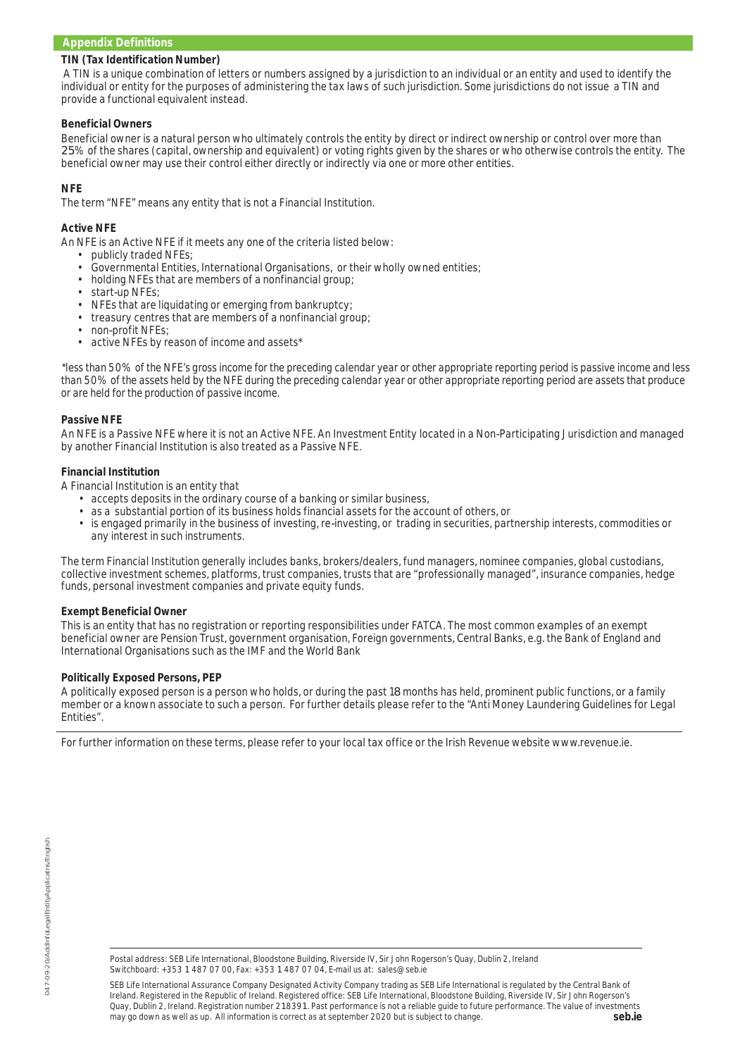## Appendix Definitions

**TIN (Tax Identification Number)**

A TIN is a unique combination of letters or numbers assigned by a jurisdiction to an individual or an entity and used to identify the individual or entity for the purposes of administering the tax laws of such jurisdiction. Some jurisdictions do not issue a TIN and provide a functional equivalent instead.

**Beneficial Owners**

Beneficial owner is a natural person who ultimately controls the entity by direct or indirect ownership or control over more than 25% of the shares (capital, ownership and equivalent) or voting rights given by the shares or who otherwise controls the entity. The beneficial owner may use their control either directly or indirectly via one or more other entities.

**NFE**

The term "NFE" means any entity that is not a Financial Institution.

**Active NFE**

An NFE is an Active NFE if it meets any one of the criteria listed below:

- publicly traded NFEs;
- Governmental Entities, International Organisations, or their wholly owned entities;
- holding NFEs that are members of a nonfinancial group;
- start-up NFEs;
- NFEs that are liquidating or emerging from bankruptcy;
- treasury centres that are members of a nonfinancial group;
- non-profit NFEs;
- active NFEs by reason of income and assets*

*less than 50% of the NFE's gross income for the preceding calendar year or other appropriate reporting period is passive income and less than 50% of the assets held by the NFE during the preceding calendar year or other appropriate reporting period are assets that produce or are held for the production of passive income.

**Passive NFE**

An NFE is a Passive NFE where it is not an Active NFE. An Investment Entity located in a Non-Participating Jurisdiction and managed by another Financial Institution is also treated as a Passive NFE.

**Financial Institution**

A Financial Institution is an entity that

- accepts deposits in the ordinary course of a banking or similar business,
- as a substantial portion of its business holds financial assets for the account of others, or
- is engaged primarily in the business of investing, re-investing, or trading in securities, partnership interests, commodities or any interest in such instruments.

The term Financial Institution generally includes banks, brokers/dealers, fund managers, nominee companies, global custodians, collective investment schemes, platforms, trust companies, trusts that are "professionally managed", insurance companies, hedge funds, personal investment companies and private equity funds.

**Exempt Beneficial Owner**

This is an entity that has no registration or reporting responsibilities under FATCA. The most common examples of an exempt beneficial owner are Pension Trust, government organisation, Foreign governments, Central Banks, e.g. the Bank of England and International Organisations such as the IMF and the World Bank

**Politically Exposed Persons, PEP**

A politically exposed person is a person who holds, or during the past 18 months has held, prominent public functions, or a family member or a known associate to such a person. For further details please refer to the "Anti Money Laundering Guidelines for Legal Entities".

For further information on these terms, please refer to your local tax office or the Irish Revenue website www.revenue.ie.

047-09-20/AddInfoLegalEntityApplicatns/English

Postal address: SEB Life International, Bloodstone Building, Riverside IV, Sir John Rogerson's Quay, Dublin 2, Ireland
Switchboard: +353 1 487 07 00, Fax: +353 1 487 07 04, E-mail us at: sales@seb.ie

SEB Life International Assurance Company Designated Activity Company trading as SEB Life International is regulated by the Central Bank of Ireland. Registered in the Republic of Ireland. Registered office: SEB Life International, Bloodstone Building, Riverside IV, Sir John Rogerson's Quay, Dublin 2, Ireland. Registration number 218391. Past performance is not a reliable guide to future performance. The value of investments may go down as well as up. All information is correct as at september 2020 but is subject to change.

**seb.ie**